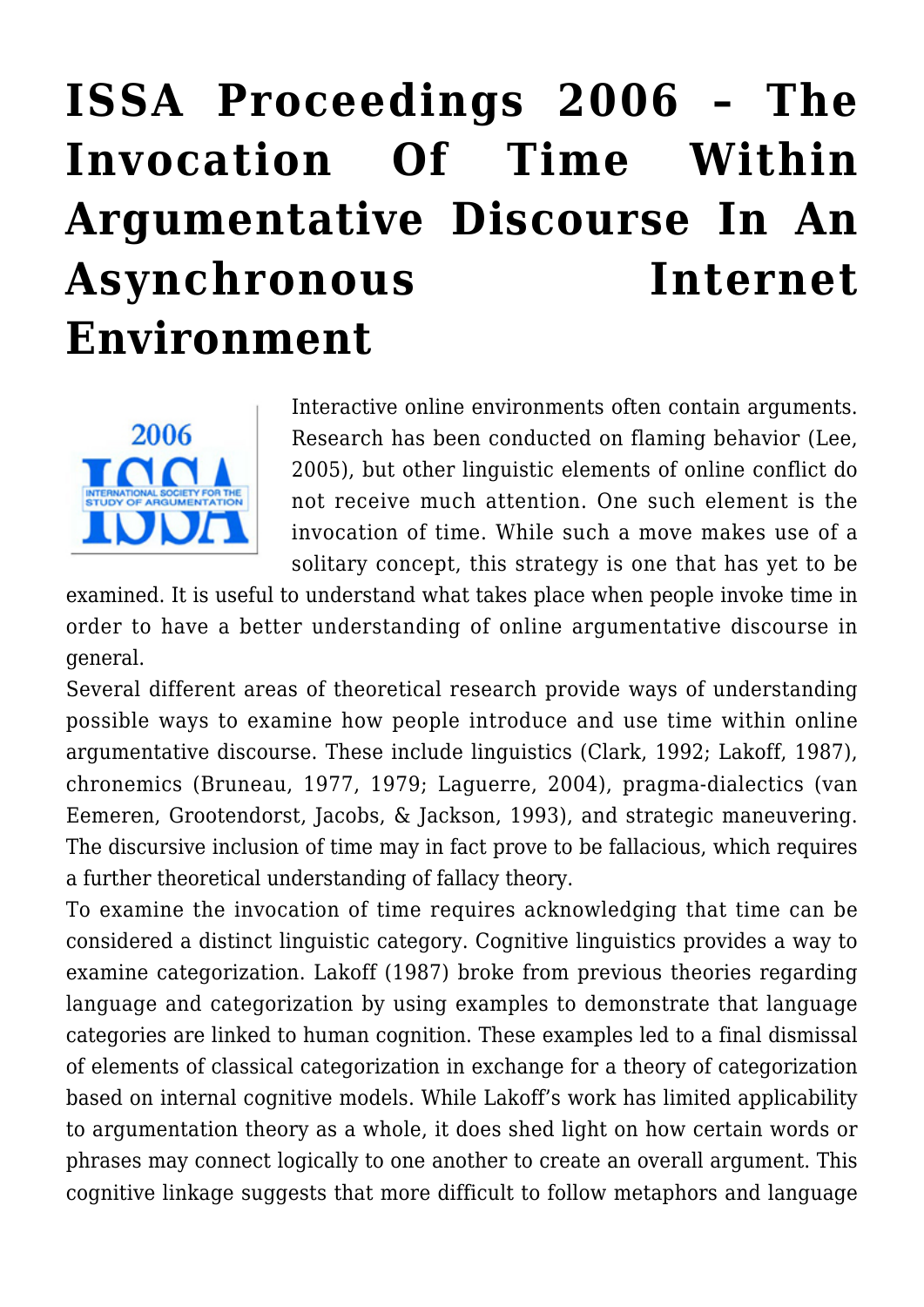# ISSA Proceedings 2006 – The Invocation Of Time Within Argumentative Discourse In An Asynchronous Internet Environment

Interactive online environments often contain arguments. Research has been conducted on flaming behavior (Lee, 2005), but other linguistic elements of online conflict do not receive much attention. One such element is the invocation of time. While such a move makes use of a solitary concept, this strategy is one that has yet to be examined. It is useful to understand what takes place when people invoke time in order to have a better understanding of online argumentative discourse in general.

Several different areas of theoretical research provide ways of understanding possible ways to examine how people introduce and use time within online argumentative discourse. These include linguistics (Clark, 1992; Lakoff, 1987), chronemics (Bruneau, 1977, 1979; Laguerre, 2004), pragma-dialectics (van Eemeren, Grootendorst, Jacobs, & Jackson, 1993), and strategic maneuvering. The discursive inclusion of time may in fact prove to be fallacious, which requires a further theoretical understanding of fallacy theory.

To examine the invocation of time requires acknowledging that time can be considered a distinct linguistic category. Cognitive linguistics provides a way to examine categorization. Lakoff (1987) broke from previous theories regarding language and categorization by using examples to demonstrate that language categories are linked to human cognition. These examples led to a final dismissal of elements of classical categorization in exchange for a theory of categorization based on internal cognitive models. While Lakoff's work has limited applicability to argumentation theory as a whole, it does shed light on how certain words or phrases may connect logically to one another to create an overall argument. This cognitive linkage suggests that more difficult to follow metaphors and language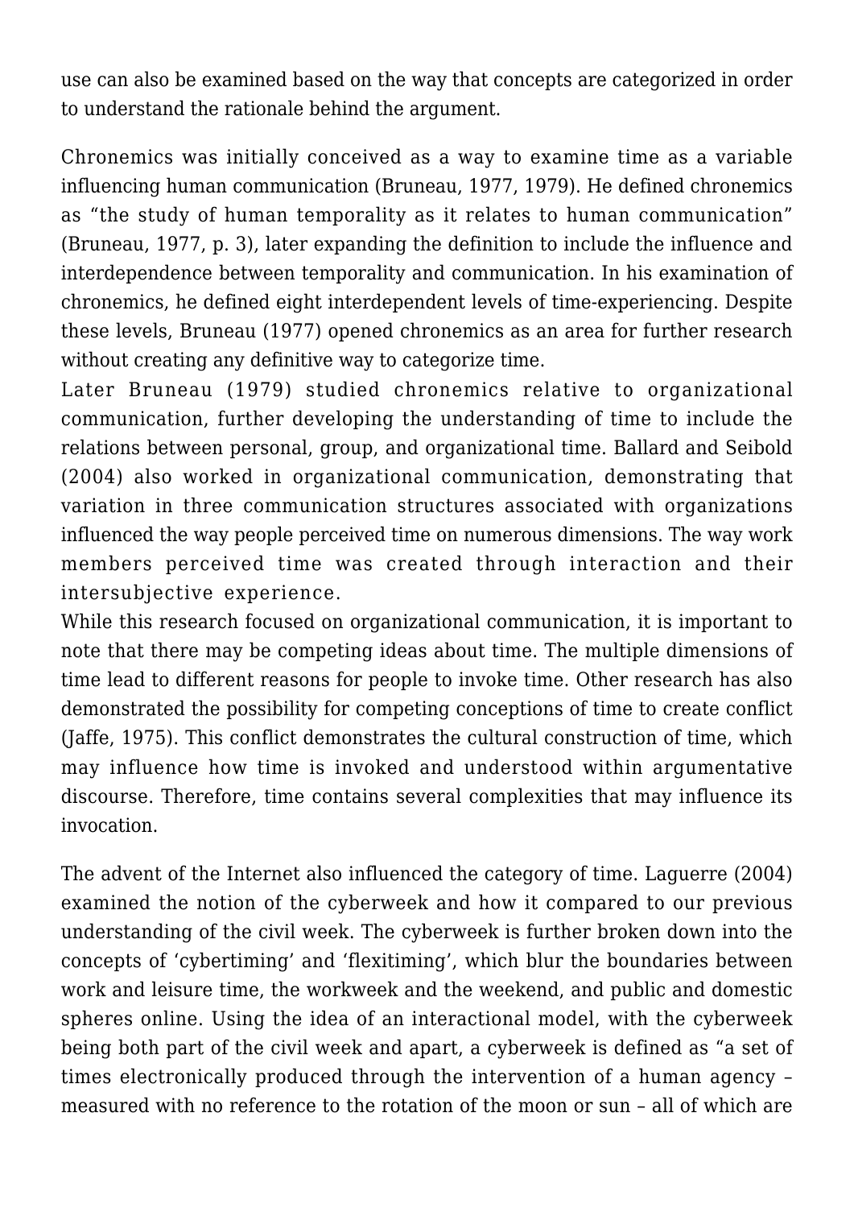use can also be examined based on the way that concepts are categorized in order to understand the rationale behind the argument.

Chronemics was initially conceived as a way to examine time as a variable influencing human communication (Bruneau, 1977, 1979). He defined chronemics as "the study of human temporality as it relates to human communication" (Bruneau, 1977, p. 3), later expanding the definition to include the influence and interdependence between temporality and communication. In his examination of chronemics, he defined eight interdependent levels of time-experiencing. Despite these levels, Bruneau (1977) opened chronemics as an area for further research without creating any definitive way to categorize time.

Later Bruneau (1979) studied chronemics relative to organizational communication, further developing the understanding of time to include the relations between personal, group, and organizational time. Ballard and Seibold (2004) also worked in organizational communication, demonstrating that variation in three communication structures associated with organizations influenced the way people perceived time on numerous dimensions. The way work members perceived time was created through interaction and their intersubjective experience.

While this research focused on organizational communication, it is important to note that there may be competing ideas about time. The multiple dimensions of time lead to different reasons for people to invoke time. Other research has also demonstrated the possibility for competing conceptions of time to create conflict (Jaffe, 1975). This conflict demonstrates the cultural construction of time, which may influence how time is invoked and understood within argumentative discourse. Therefore, time contains several complexities that may influence its invocation.

The advent of the Internet also influenced the category of time. Laguerre (2004) examined the notion of the cyberweek and how it compared to our previous understanding of the civil week. The cyberweek is further broken down into the concepts of 'cybertiming' and 'flexitiming', which blur the boundaries between work and leisure time, the workweek and the weekend, and public and domestic spheres online. Using the idea of an interactional model, with the cyberweek being both part of the civil week and apart, a cyberweek is defined as "a set of times electronically produced through the intervention of a human agency – measured with no reference to the rotation of the moon or sun – all of which are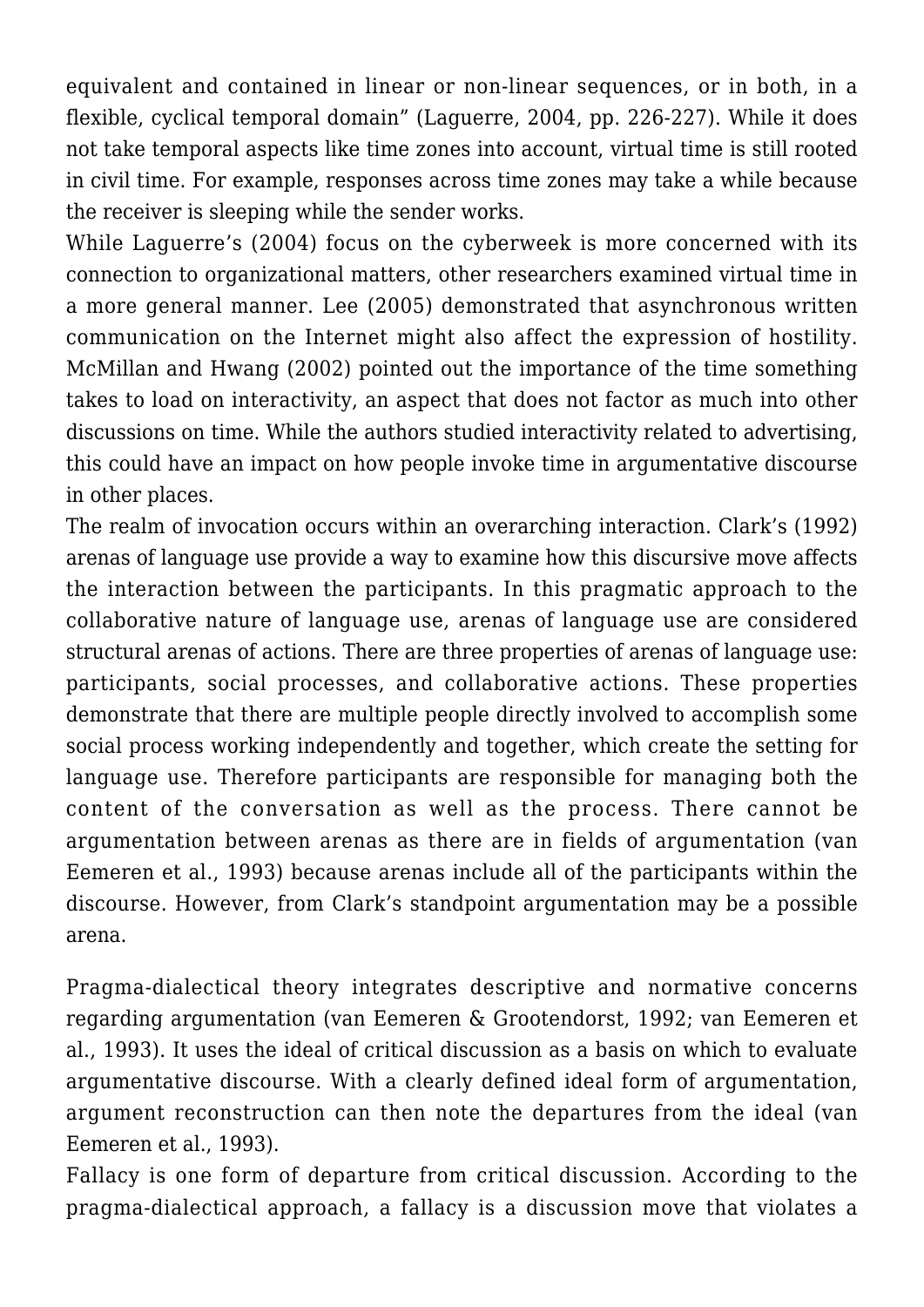equivalent and contained in linear or non-linear sequences, or in both, in a flexible, cyclical temporal domain" (Laguerre, 2004, pp. 226-227). While it does not take temporal aspects like time zones into account, virtual time is still rooted in civil time. For example, responses across time zones may take a while because the receiver is sleeping while the sender works.

While Laguerre's (2004) focus on the cyberweek is more concerned with its connection to organizational matters, other researchers examined virtual time in a more general manner. Lee (2005) demonstrated that asynchronous written communication on the Internet might also affect the expression of hostility. McMillan and Hwang (2002) pointed out the importance of the time something takes to load on interactivity, an aspect that does not factor as much into other discussions on time. While the authors studied interactivity related to advertising, this could have an impact on how people invoke time in argumentative discourse in other places.

The realm of invocation occurs within an overarching interaction. Clark's (1992) arenas of language use provide a way to examine how this discursive move affects the interaction between the participants. In this pragmatic approach to the collaborative nature of language use, arenas of language use are considered structural arenas of actions. There are three properties of arenas of language use: participants, social processes, and collaborative actions. These properties demonstrate that there are multiple people directly involved to accomplish some social process working independently and together, which create the setting for language use. Therefore participants are responsible for managing both the content of the conversation as well as the process. There cannot be argumentation between arenas as there are in fields of argumentation (van Eemeren et al., 1993) because arenas include all of the participants within the discourse. However, from Clark's standpoint argumentation may be a possible arena.

Pragma-dialectical theory integrates descriptive and normative concerns regarding argumentation (van Eemeren & Grootendorst, 1992; van Eemeren et al., 1993). It uses the ideal of critical discussion as a basis on which to evaluate argumentative discourse. With a clearly defined ideal form of argumentation, argument reconstruction can then note the departures from the ideal (van Eemeren et al., 1993).

Fallacy is one form of departure from critical discussion. According to the pragma-dialectical approach, a fallacy is a discussion move that violates a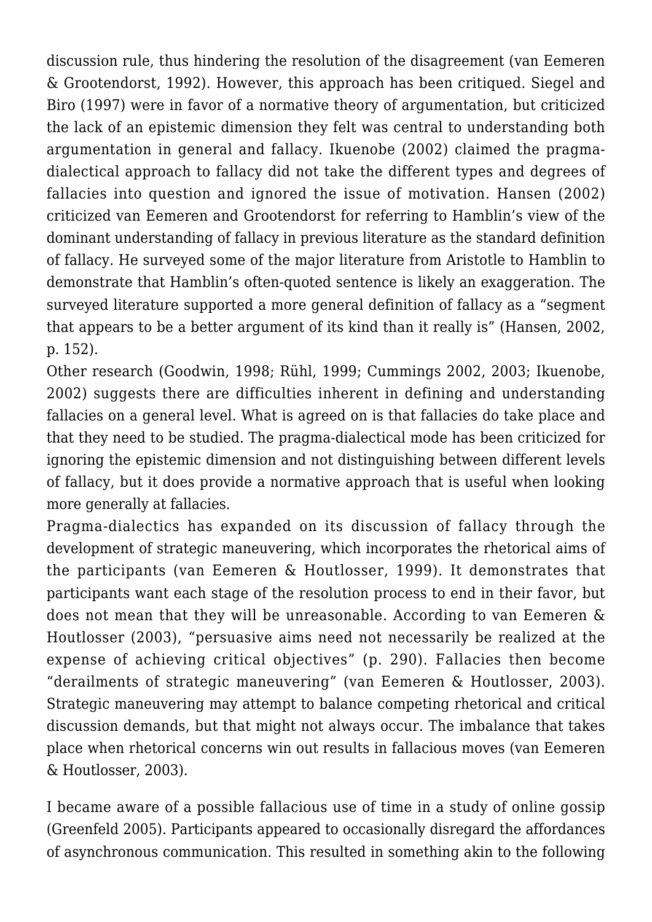discussion rule, thus hindering the resolution of the disagreement (van Eemeren & Grootendorst, 1992). However, this approach has been critiqued. Siegel and Biro (1997) were in favor of a normative theory of argumentation, but criticized the lack of an epistemic dimension they felt was central to understanding both argumentation in general and fallacy. Ikuenobe (2002) claimed the pragma-dialectical approach to fallacy did not take the different types and degrees of fallacies into question and ignored the issue of motivation. Hansen (2002) criticized van Eemeren and Grootendorst for referring to Hamblin's view of the dominant understanding of fallacy in previous literature as the standard definition of fallacy. He surveyed some of the major literature from Aristotle to Hamblin to demonstrate that Hamblin's often-quoted sentence is likely an exaggeration. The surveyed literature supported a more general definition of fallacy as a "segment that appears to be a better argument of its kind than it really is" (Hansen, 2002, p. 152).

Other research (Goodwin, 1998; Rühl, 1999; Cummings 2002, 2003; Ikuenobe, 2002) suggests there are difficulties inherent in defining and understanding fallacies on a general level. What is agreed on is that fallacies do take place and that they need to be studied. The pragma-dialectical mode has been criticized for ignoring the epistemic dimension and not distinguishing between different levels of fallacy, but it does provide a normative approach that is useful when looking more generally at fallacies.

Pragma-dialectics has expanded on its discussion of fallacy through the development of strategic maneuvering, which incorporates the rhetorical aims of the participants (van Eemeren & Houtlosser, 1999). It demonstrates that participants want each stage of the resolution process to end in their favor, but does not mean that they will be unreasonable. According to van Eemeren & Houtlosser (2003), "persuasive aims need not necessarily be realized at the expense of achieving critical objectives" (p. 290). Fallacies then become "derailments of strategic maneuvering" (van Eemeren & Houtlosser, 2003). Strategic maneuvering may attempt to balance competing rhetorical and critical discussion demands, but that might not always occur. The imbalance that takes place when rhetorical concerns win out results in fallacious moves (van Eemeren & Houtlosser, 2003).

I became aware of a possible fallacious use of time in a study of online gossip (Greenfeld 2005). Participants appeared to occasionally disregard the affordances of asynchronous communication. This resulted in something akin to the following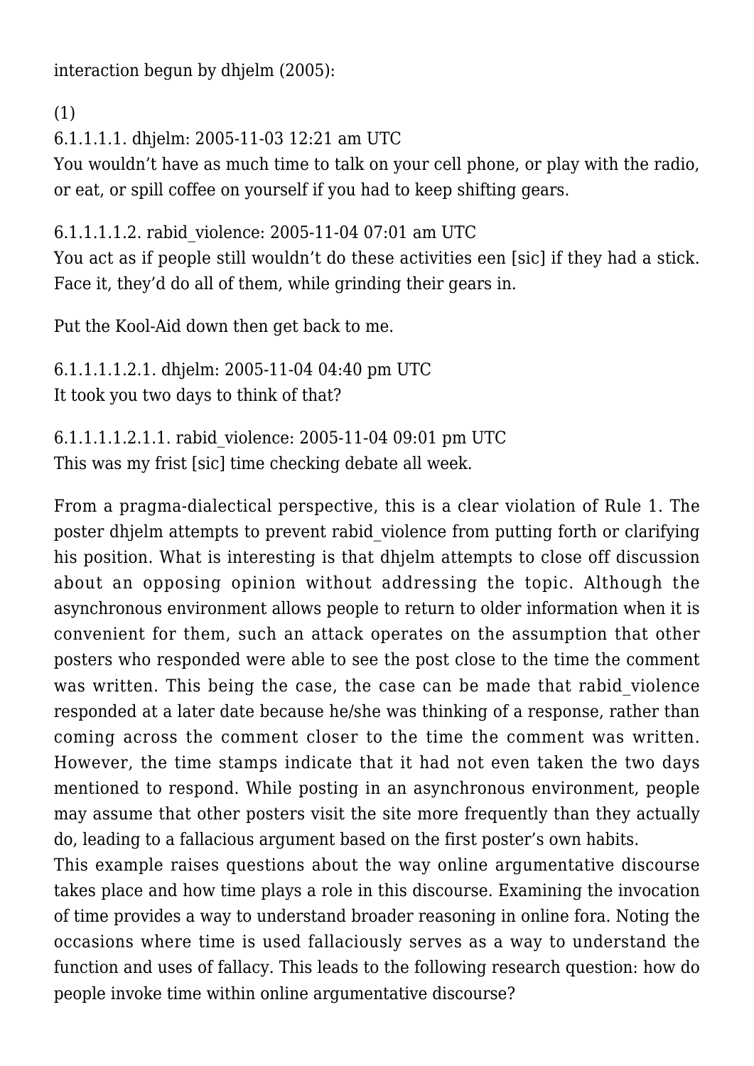interaction begun by dhjelm (2005):

(1)

6.1.1.1.1. dhjelm: 2005-11-03 12:21 am UTC
You wouldn't have as much time to talk on your cell phone, or play with the radio, or eat, or spill coffee on yourself if you had to keep shifting gears.

6.1.1.1.1.2. rabid_violence: 2005-11-04 07:01 am UTC
You act as if people still wouldn't do these activities een [sic] if they had a stick. Face it, they'd do all of them, while grinding their gears in.

Put the Kool-Aid down then get back to me.

6.1.1.1.1.2.1. dhjelm: 2005-11-04 04:40 pm UTC
It took you two days to think of that?

6.1.1.1.1.2.1.1. rabid_violence: 2005-11-04 09:01 pm UTC
This was my frist [sic] time checking debate all week.

From a pragma-dialectical perspective, this is a clear violation of Rule 1. The poster dhjelm attempts to prevent rabid_violence from putting forth or clarifying his position. What is interesting is that dhjelm attempts to close off discussion about an opposing opinion without addressing the topic. Although the asynchronous environment allows people to return to older information when it is convenient for them, such an attack operates on the assumption that other posters who responded were able to see the post close to the time the comment was written. This being the case, the case can be made that rabid_violence responded at a later date because he/she was thinking of a response, rather than coming across the comment closer to the time the comment was written. However, the time stamps indicate that it had not even taken the two days mentioned to respond. While posting in an asynchronous environment, people may assume that other posters visit the site more frequently than they actually do, leading to a fallacious argument based on the first poster's own habits.

This example raises questions about the way online argumentative discourse takes place and how time plays a role in this discourse. Examining the invocation of time provides a way to understand broader reasoning in online fora. Noting the occasions where time is used fallaciously serves as a way to understand the function and uses of fallacy. This leads to the following research question: how do people invoke time within online argumentative discourse?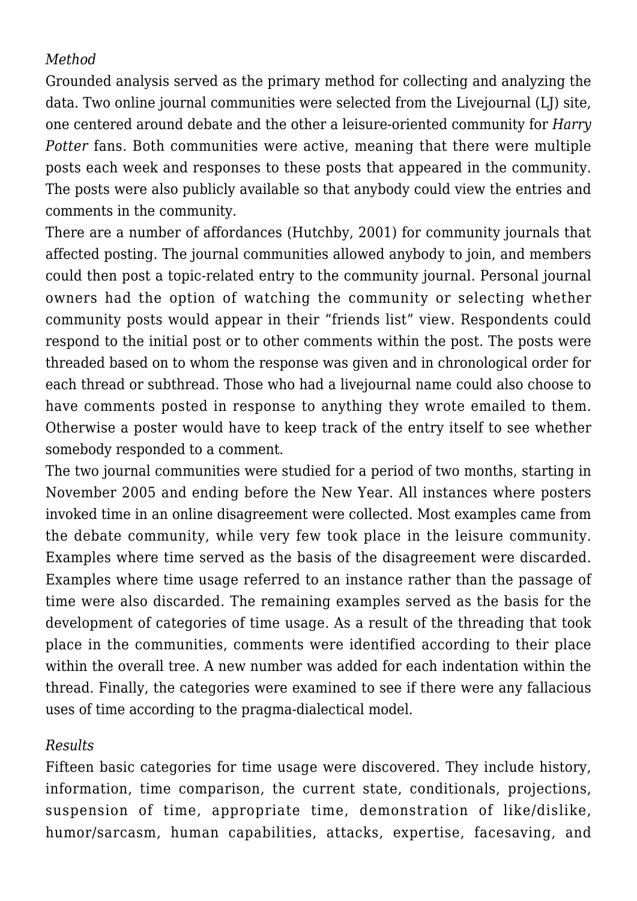*Method*

Grounded analysis served as the primary method for collecting and analyzing the data. Two online journal communities were selected from the Livejournal (LJ) site, one centered around debate and the other a leisure-oriented community for *Harry Potter* fans. Both communities were active, meaning that there were multiple posts each week and responses to these posts that appeared in the community. The posts were also publicly available so that anybody could view the entries and comments in the community.

There are a number of affordances (Hutchby, 2001) for community journals that affected posting. The journal communities allowed anybody to join, and members could then post a topic-related entry to the community journal. Personal journal owners had the option of watching the community or selecting whether community posts would appear in their "friends list" view. Respondents could respond to the initial post or to other comments within the post. The posts were threaded based on to whom the response was given and in chronological order for each thread or subthread. Those who had a livejournal name could also choose to have comments posted in response to anything they wrote emailed to them. Otherwise a poster would have to keep track of the entry itself to see whether somebody responded to a comment.

The two journal communities were studied for a period of two months, starting in November 2005 and ending before the New Year. All instances where posters invoked time in an online disagreement were collected. Most examples came from the debate community, while very few took place in the leisure community. Examples where time served as the basis of the disagreement were discarded. Examples where time usage referred to an instance rather than the passage of time were also discarded. The remaining examples served as the basis for the development of categories of time usage. As a result of the threading that took place in the communities, comments were identified according to their place within the overall tree. A new number was added for each indentation within the thread. Finally, the categories were examined to see if there were any fallacious uses of time according to the pragma-dialectical model.

*Results*

Fifteen basic categories for time usage were discovered. They include history, information, time comparison, the current state, conditionals, projections, suspension of time, appropriate time, demonstration of like/dislike, humor/sarcasm, human capabilities, attacks, expertise, facesaving, and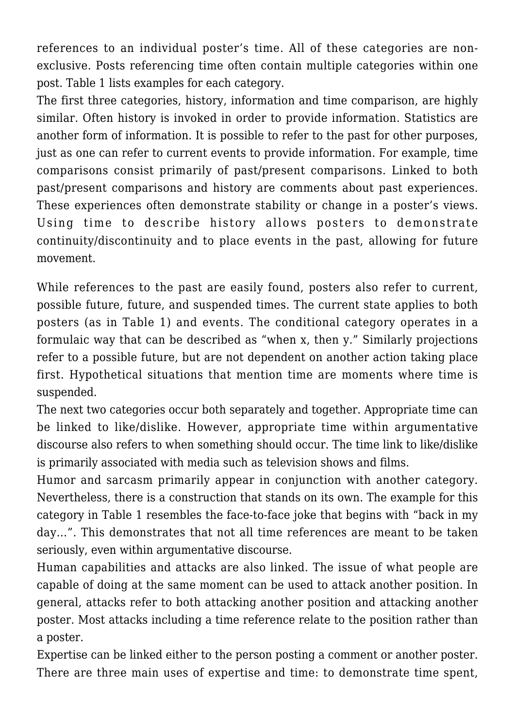references to an individual poster's time. All of these categories are non-exclusive. Posts referencing time often contain multiple categories within one post. Table 1 lists examples for each category.

The first three categories, history, information and time comparison, are highly similar. Often history is invoked in order to provide information. Statistics are another form of information. It is possible to refer to the past for other purposes, just as one can refer to current events to provide information. For example, time comparisons consist primarily of past/present comparisons. Linked to both past/present comparisons and history are comments about past experiences. These experiences often demonstrate stability or change in a poster's views. Using time to describe history allows posters to demonstrate continuity/discontinuity and to place events in the past, allowing for future movement.

While references to the past are easily found, posters also refer to current, possible future, future, and suspended times. The current state applies to both posters (as in Table 1) and events. The conditional category operates in a formulaic way that can be described as "when x, then y." Similarly projections refer to a possible future, but are not dependent on another action taking place first. Hypothetical situations that mention time are moments where time is suspended.

The next two categories occur both separately and together. Appropriate time can be linked to like/dislike. However, appropriate time within argumentative discourse also refers to when something should occur. The time link to like/dislike is primarily associated with media such as television shows and films.

Humor and sarcasm primarily appear in conjunction with another category. Nevertheless, there is a construction that stands on its own. The example for this category in Table 1 resembles the face-to-face joke that begins with "back in my day…". This demonstrates that not all time references are meant to be taken seriously, even within argumentative discourse.

Human capabilities and attacks are also linked. The issue of what people are capable of doing at the same moment can be used to attack another position. In general, attacks refer to both attacking another position and attacking another poster. Most attacks including a time reference relate to the position rather than a poster.

Expertise can be linked either to the person posting a comment or another poster. There are three main uses of expertise and time: to demonstrate time spent,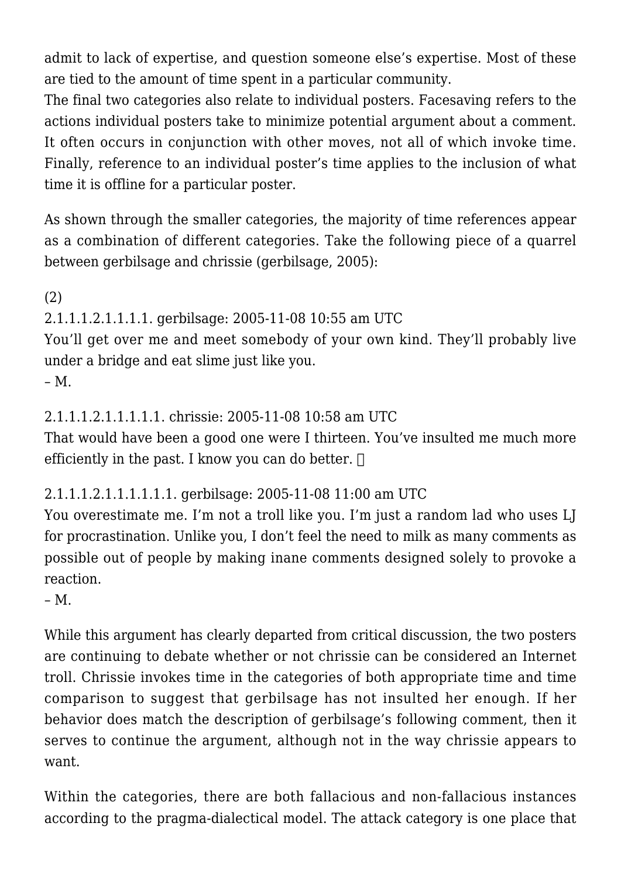admit to lack of expertise, and question someone else's expertise. Most of these are tied to the amount of time spent in a particular community.
The final two categories also relate to individual posters. Facesaving refers to the actions individual posters take to minimize potential argument about a comment. It often occurs in conjunction with other moves, not all of which invoke time. Finally, reference to an individual poster's time applies to the inclusion of what time it is offline for a particular poster.

As shown through the smaller categories, the majority of time references appear as a combination of different categories. Take the following piece of a quarrel between gerbilsage and chrissie (gerbilsage, 2005):

(2)
2.1.1.1.2.1.1.1.1. gerbilsage: 2005-11-08 10:55 am UTC
You'll get over me and meet somebody of your own kind. They'll probably live under a bridge and eat slime just like you.
– M.

2.1.1.1.2.1.1.1.1.1. chrissie: 2005-11-08 10:58 am UTC
That would have been a good one were I thirteen. You've insulted me much more efficiently in the past. I know you can do better. 

2.1.1.1.2.1.1.1.1.1.1. gerbilsage: 2005-11-08 11:00 am UTC
You overestimate me. I'm not a troll like you. I'm just a random lad who uses LJ for procrastination. Unlike you, I don't feel the need to milk as many comments as possible out of people by making inane comments designed solely to provoke a reaction.
– M.

While this argument has clearly departed from critical discussion, the two posters are continuing to debate whether or not chrissie can be considered an Internet troll. Chrissie invokes time in the categories of both appropriate time and time comparison to suggest that gerbilsage has not insulted her enough. If her behavior does match the description of gerbilsage's following comment, then it serves to continue the argument, although not in the way chrissie appears to want.

Within the categories, there are both fallacious and non-fallacious instances according to the pragma-dialectical model. The attack category is one place that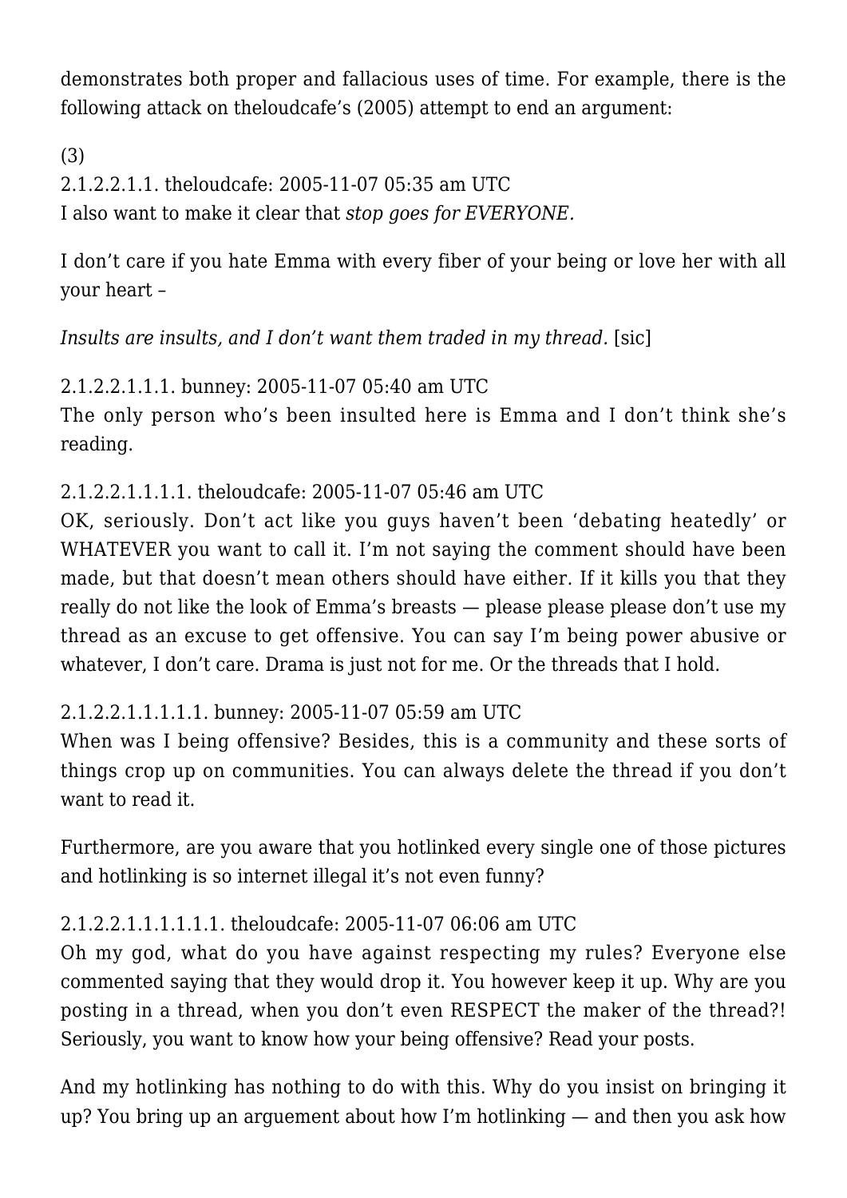demonstrates both proper and fallacious uses of time. For example, there is the following attack on theloudcafe's (2005) attempt to end an argument:

(3)

2.1.2.2.1.1. theloudcafe: 2005-11-07 05:35 am UTC
I also want to make it clear that *stop goes for EVERYONE.*

I don't care if you hate Emma with every fiber of your being or love her with all your heart –

*Insults are insults, and I don't want them traded in my thread.* [sic]

2.1.2.2.1.1.1. bunney: 2005-11-07 05:40 am UTC
The only person who's been insulted here is Emma and I don't think she's reading.

2.1.2.2.1.1.1.1. theloudcafe: 2005-11-07 05:46 am UTC
OK, seriously. Don't act like you guys haven't been 'debating heatedly' or WHATEVER you want to call it. I'm not saying the comment should have been made, but that doesn't mean others should have either. If it kills you that they really do not like the look of Emma's breasts — please please please don't use my thread as an excuse to get offensive. You can say I'm being power abusive or whatever, I don't care. Drama is just not for me. Or the threads that I hold.

2.1.2.2.1.1.1.1.1. bunney: 2005-11-07 05:59 am UTC
When was I being offensive? Besides, this is a community and these sorts of things crop up on communities. You can always delete the thread if you don't want to read it.

Furthermore, are you aware that you hotlinked every single one of those pictures and hotlinking is so internet illegal it's not even funny?

2.1.2.2.1.1.1.1.1.1. theloudcafe: 2005-11-07 06:06 am UTC
Oh my god, what do you have against respecting my rules? Everyone else commented saying that they would drop it. You however keep it up. Why are you posting in a thread, when you don't even RESPECT the maker of the thread?! Seriously, you want to know how your being offensive? Read your posts.

And my hotlinking has nothing to do with this. Why do you insist on bringing it up? You bring up an arguement about how I'm hotlinking — and then you ask how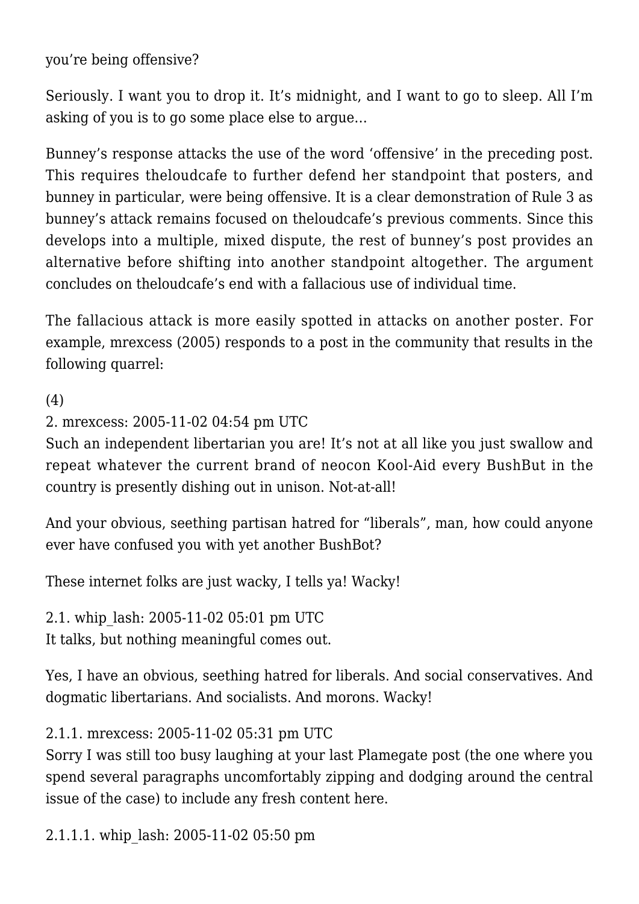you're being offensive?

Seriously. I want you to drop it. It's midnight, and I want to go to sleep. All I'm asking of you is to go some place else to argue…

Bunney's response attacks the use of the word 'offensive' in the preceding post. This requires theloudcafe to further defend her standpoint that posters, and bunney in particular, were being offensive. It is a clear demonstration of Rule 3 as bunney's attack remains focused on theloudcafe's previous comments. Since this develops into a multiple, mixed dispute, the rest of bunney's post provides an alternative before shifting into another standpoint altogether. The argument concludes on theloudcafe's end with a fallacious use of individual time.

The fallacious attack is more easily spotted in attacks on another poster. For example, mrexcess (2005) responds to a post in the community that results in the following quarrel:

(4)

2. mrexcess: 2005-11-02 04:54 pm UTC
Such an independent libertarian you are! It's not at all like you just swallow and repeat whatever the current brand of neocon Kool-Aid every BushBut in the country is presently dishing out in unison. Not-at-all!

And your obvious, seething partisan hatred for "liberals", man, how could anyone ever have confused you with yet another BushBot?

These internet folks are just wacky, I tells ya! Wacky!

2.1. whip_lash: 2005-11-02 05:01 pm UTC
It talks, but nothing meaningful comes out.

Yes, I have an obvious, seething hatred for liberals. And social conservatives. And dogmatic libertarians. And socialists. And morons. Wacky!

2.1.1. mrexcess: 2005-11-02 05:31 pm UTC
Sorry I was still too busy laughing at your last Plamegate post (the one where you spend several paragraphs uncomfortably zipping and dodging around the central issue of the case) to include any fresh content here.

2.1.1.1. whip_lash: 2005-11-02 05:50 pm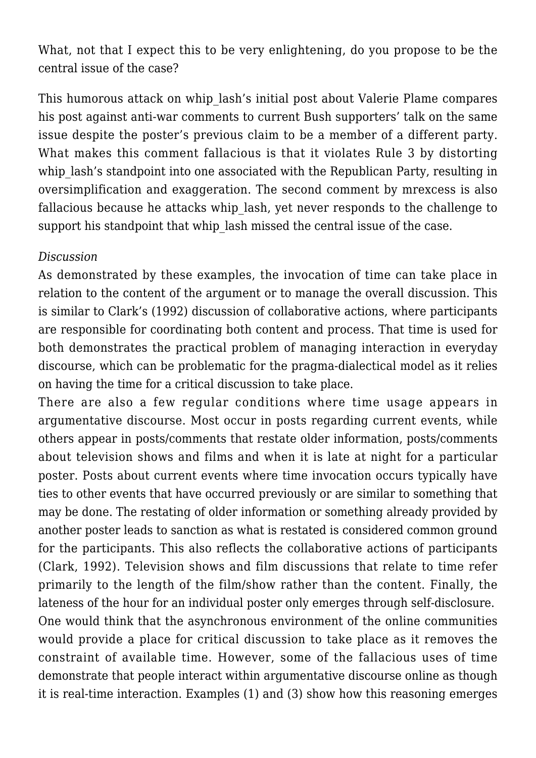What, not that I expect this to be very enlightening, do you propose to be the central issue of the case?

This humorous attack on whip_lash's initial post about Valerie Plame compares his post against anti-war comments to current Bush supporters' talk on the same issue despite the poster's previous claim to be a member of a different party. What makes this comment fallacious is that it violates Rule 3 by distorting whip_lash's standpoint into one associated with the Republican Party, resulting in oversimplification and exaggeration. The second comment by mrexcess is also fallacious because he attacks whip_lash, yet never responds to the challenge to support his standpoint that whip_lash missed the central issue of the case.

*Discussion*

As demonstrated by these examples, the invocation of time can take place in relation to the content of the argument or to manage the overall discussion. This is similar to Clark's (1992) discussion of collaborative actions, where participants are responsible for coordinating both content and process. That time is used for both demonstrates the practical problem of managing interaction in everyday discourse, which can be problematic for the pragma-dialectical model as it relies on having the time for a critical discussion to take place.

There are also a few regular conditions where time usage appears in argumentative discourse. Most occur in posts regarding current events, while others appear in posts/comments that restate older information, posts/comments about television shows and films and when it is late at night for a particular poster. Posts about current events where time invocation occurs typically have ties to other events that have occurred previously or are similar to something that may be done. The restating of older information or something already provided by another poster leads to sanction as what is restated is considered common ground for the participants. This also reflects the collaborative actions of participants (Clark, 1992). Television shows and film discussions that relate to time refer primarily to the length of the film/show rather than the content. Finally, the lateness of the hour for an individual poster only emerges through self-disclosure.

One would think that the asynchronous environment of the online communities would provide a place for critical discussion to take place as it removes the constraint of available time. However, some of the fallacious uses of time demonstrate that people interact within argumentative discourse online as though it is real-time interaction. Examples (1) and (3) show how this reasoning emerges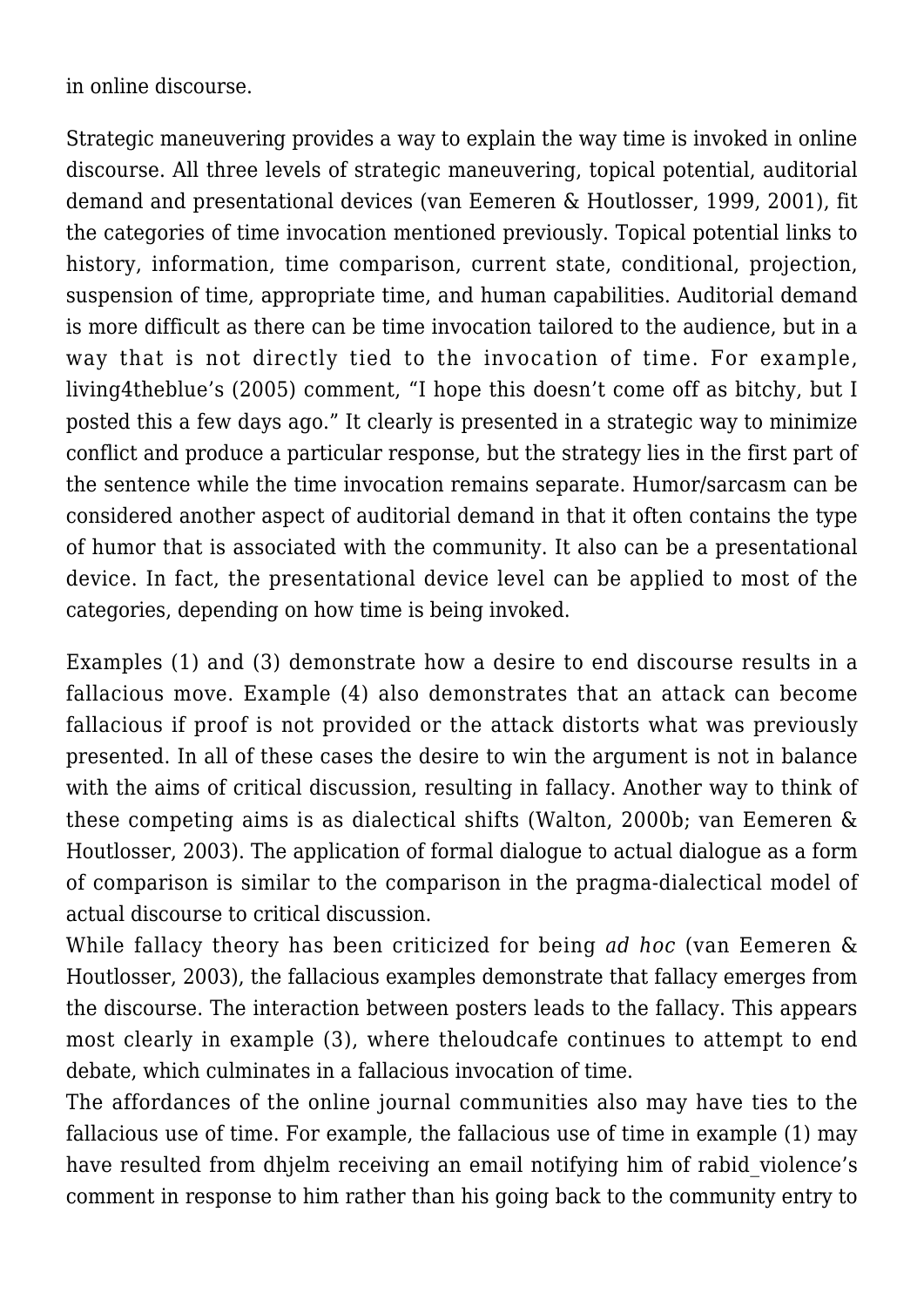in online discourse.

Strategic maneuvering provides a way to explain the way time is invoked in online discourse. All three levels of strategic maneuvering, topical potential, auditorial demand and presentational devices (van Eemeren & Houtlosser, 1999, 2001), fit the categories of time invocation mentioned previously. Topical potential links to history, information, time comparison, current state, conditional, projection, suspension of time, appropriate time, and human capabilities. Auditorial demand is more difficult as there can be time invocation tailored to the audience, but in a way that is not directly tied to the invocation of time. For example, living4theblue's (2005) comment, "I hope this doesn't come off as bitchy, but I posted this a few days ago." It clearly is presented in a strategic way to minimize conflict and produce a particular response, but the strategy lies in the first part of the sentence while the time invocation remains separate. Humor/sarcasm can be considered another aspect of auditorial demand in that it often contains the type of humor that is associated with the community. It also can be a presentational device. In fact, the presentational device level can be applied to most of the categories, depending on how time is being invoked.

Examples (1) and (3) demonstrate how a desire to end discourse results in a fallacious move. Example (4) also demonstrates that an attack can become fallacious if proof is not provided or the attack distorts what was previously presented. In all of these cases the desire to win the argument is not in balance with the aims of critical discussion, resulting in fallacy. Another way to think of these competing aims is as dialectical shifts (Walton, 2000b; van Eemeren & Houtlosser, 2003). The application of formal dialogue to actual dialogue as a form of comparison is similar to the comparison in the pragma-dialectical model of actual discourse to critical discussion.

While fallacy theory has been criticized for being *ad hoc* (van Eemeren & Houtlosser, 2003), the fallacious examples demonstrate that fallacy emerges from the discourse. The interaction between posters leads to the fallacy. This appears most clearly in example (3), where theloudcafe continues to attempt to end debate, which culminates in a fallacious invocation of time.

The affordances of the online journal communities also may have ties to the fallacious use of time. For example, the fallacious use of time in example (1) may have resulted from dhjelm receiving an email notifying him of rabid_violence's comment in response to him rather than his going back to the community entry to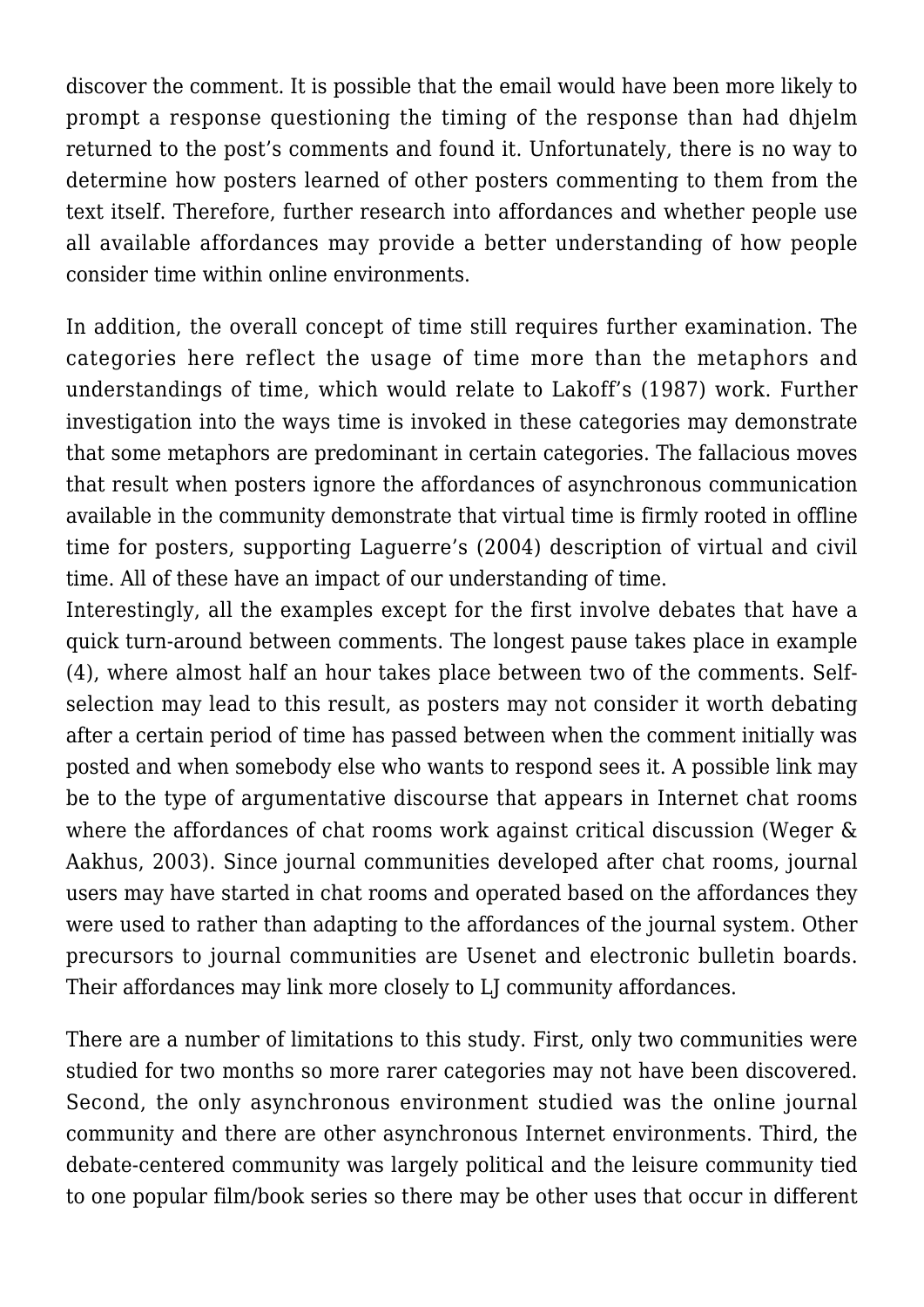discover the comment. It is possible that the email would have been more likely to prompt a response questioning the timing of the response than had dhjelm returned to the post's comments and found it. Unfortunately, there is no way to determine how posters learned of other posters commenting to them from the text itself. Therefore, further research into affordances and whether people use all available affordances may provide a better understanding of how people consider time within online environments.

In addition, the overall concept of time still requires further examination. The categories here reflect the usage of time more than the metaphors and understandings of time, which would relate to Lakoff's (1987) work. Further investigation into the ways time is invoked in these categories may demonstrate that some metaphors are predominant in certain categories. The fallacious moves that result when posters ignore the affordances of asynchronous communication available in the community demonstrate that virtual time is firmly rooted in offline time for posters, supporting Laguerre's (2004) description of virtual and civil time. All of these have an impact of our understanding of time.

Interestingly, all the examples except for the first involve debates that have a quick turn-around between comments. The longest pause takes place in example (4), where almost half an hour takes place between two of the comments. Self-selection may lead to this result, as posters may not consider it worth debating after a certain period of time has passed between when the comment initially was posted and when somebody else who wants to respond sees it. A possible link may be to the type of argumentative discourse that appears in Internet chat rooms where the affordances of chat rooms work against critical discussion (Weger & Aakhus, 2003). Since journal communities developed after chat rooms, journal users may have started in chat rooms and operated based on the affordances they were used to rather than adapting to the affordances of the journal system. Other precursors to journal communities are Usenet and electronic bulletin boards. Their affordances may link more closely to LJ community affordances.

There are a number of limitations to this study. First, only two communities were studied for two months so more rarer categories may not have been discovered. Second, the only asynchronous environment studied was the online journal community and there are other asynchronous Internet environments. Third, the debate-centered community was largely political and the leisure community tied to one popular film/book series so there may be other uses that occur in different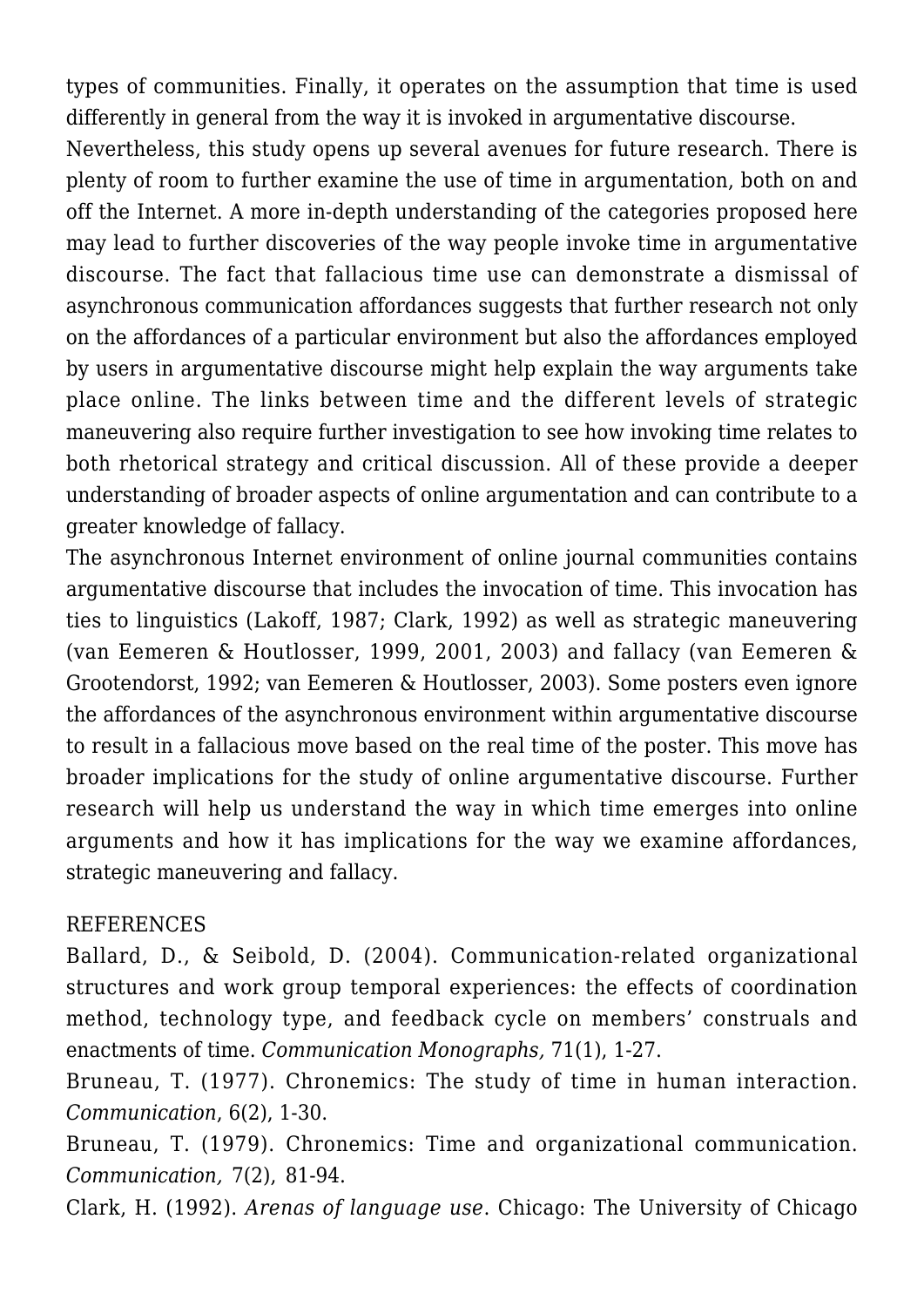types of communities. Finally, it operates on the assumption that time is used differently in general from the way it is invoked in argumentative discourse.

Nevertheless, this study opens up several avenues for future research. There is plenty of room to further examine the use of time in argumentation, both on and off the Internet. A more in-depth understanding of the categories proposed here may lead to further discoveries of the way people invoke time in argumentative discourse. The fact that fallacious time use can demonstrate a dismissal of asynchronous communication affordances suggests that further research not only on the affordances of a particular environment but also the affordances employed by users in argumentative discourse might help explain the way arguments take place online. The links between time and the different levels of strategic maneuvering also require further investigation to see how invoking time relates to both rhetorical strategy and critical discussion. All of these provide a deeper understanding of broader aspects of online argumentation and can contribute to a greater knowledge of fallacy.

The asynchronous Internet environment of online journal communities contains argumentative discourse that includes the invocation of time. This invocation has ties to linguistics (Lakoff, 1987; Clark, 1992) as well as strategic maneuvering (van Eemeren & Houtlosser, 1999, 2001, 2003) and fallacy (van Eemeren & Grootendorst, 1992; van Eemeren & Houtlosser, 2003). Some posters even ignore the affordances of the asynchronous environment within argumentative discourse to result in a fallacious move based on the real time of the poster. This move has broader implications for the study of online argumentative discourse. Further research will help us understand the way in which time emerges into online arguments and how it has implications for the way we examine affordances, strategic maneuvering and fallacy.

REFERENCES

Ballard, D., & Seibold, D. (2004). Communication-related organizational structures and work group temporal experiences: the effects of coordination method, technology type, and feedback cycle on members' construals and enactments of time. *Communication Monographs,* 71(1), 1-27.

Bruneau, T. (1977). Chronemics: The study of time in human interaction. *Communication*, 6(2), 1-30.

Bruneau, T. (1979). Chronemics: Time and organizational communication. *Communication,* 7(2), 81-94.

Clark, H. (1992). *Arenas of language use*. Chicago: The University of Chicago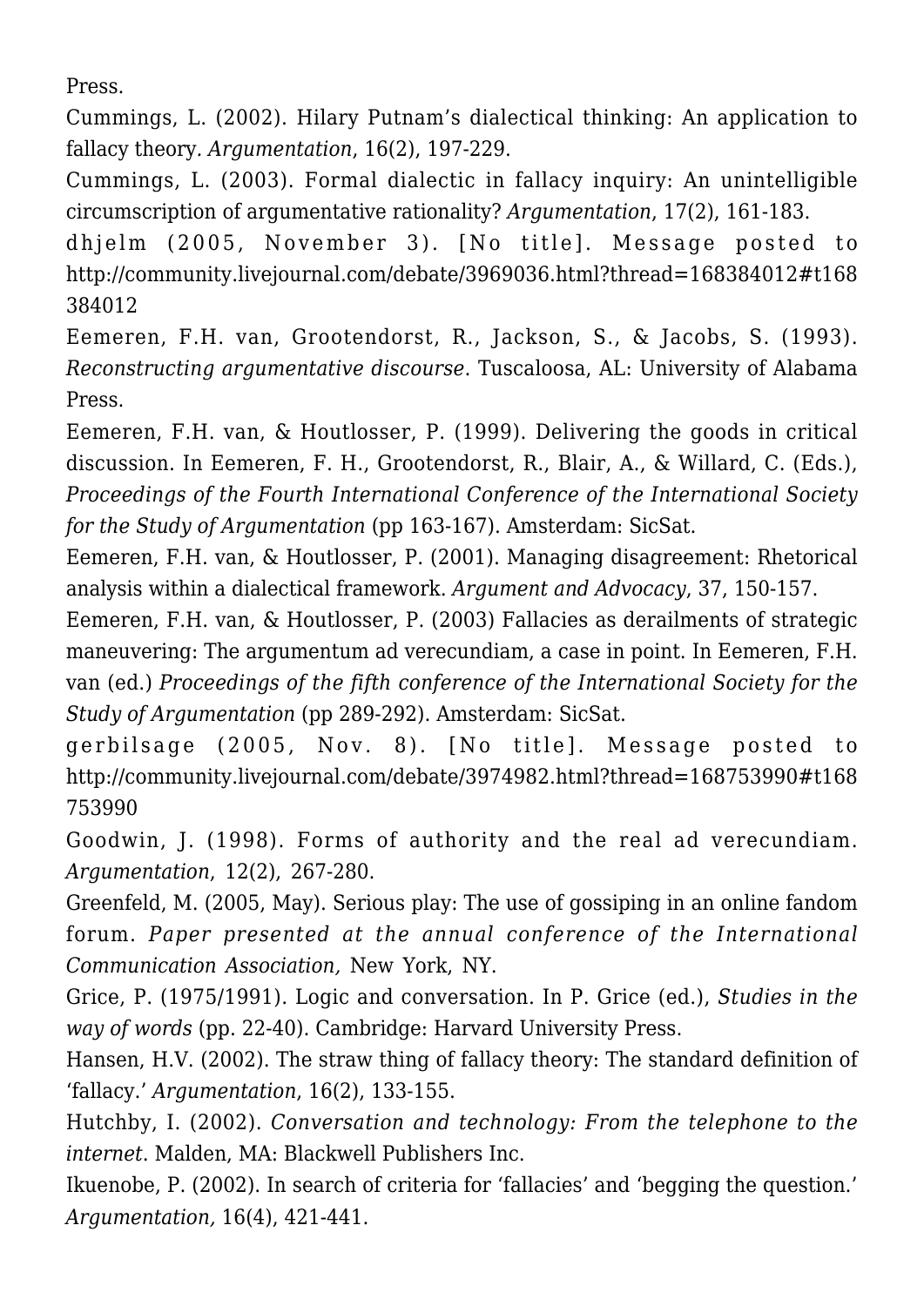Press.

Cummings, L. (2002). Hilary Putnam's dialectical thinking: An application to fallacy theory. *Argumentation*, 16(2), 197-229.

Cummings, L. (2003). Formal dialectic in fallacy inquiry: An unintelligible circumscription of argumentative rationality? *Argumentation*, 17(2), 161-183.

dhjelm (2005, November 3). [No title]. Message posted to http://community.livejournal.com/debate/3969036.html?thread=168384012#t168384012

Eemeren, F.H. van, Grootendorst, R., Jackson, S., & Jacobs, S. (1993). *Reconstructing argumentative discourse*. Tuscaloosa, AL: University of Alabama Press.

Eemeren, F.H. van, & Houtlosser, P. (1999). Delivering the goods in critical discussion. In Eemeren, F. H., Grootendorst, R., Blair, A., & Willard, C. (Eds.), *Proceedings of the Fourth International Conference of the International Society for the Study of Argumentation* (pp 163-167). Amsterdam: SicSat.

Eemeren, F.H. van, & Houtlosser, P. (2001). Managing disagreement: Rhetorical analysis within a dialectical framework. *Argument and Advocacy*, 37, 150-157.

Eemeren, F.H. van, & Houtlosser, P. (2003) Fallacies as derailments of strategic maneuvering: The argumentum ad verecundiam, a case in point. In Eemeren, F.H. van (ed.) *Proceedings of the fifth conference of the International Society for the Study of Argumentation* (pp 289-292). Amsterdam: SicSat.

gerbilsage (2005, Nov. 8). [No title]. Message posted to http://community.livejournal.com/debate/3974982.html?thread=168753990#t168753990

Goodwin, J. (1998). Forms of authority and the real ad verecundiam. *Argumentation*, 12(2), 267-280.

Greenfeld, M. (2005, May). Serious play: The use of gossiping in an online fandom forum. *Paper presented at the annual conference of the International Communication Association,* New York, NY.

Grice, P. (1975/1991). Logic and conversation. In P. Grice (ed.), *Studies in the way of words* (pp. 22-40). Cambridge: Harvard University Press.

Hansen, H.V. (2002). The straw thing of fallacy theory: The standard definition of 'fallacy.' *Argumentation*, 16(2), 133-155.

Hutchby, I. (2002). *Conversation and technology: From the telephone to the internet*. Malden, MA: Blackwell Publishers Inc.

Ikuenobe, P. (2002). In search of criteria for 'fallacies' and 'begging the question.' *Argumentation,* 16(4), 421-441.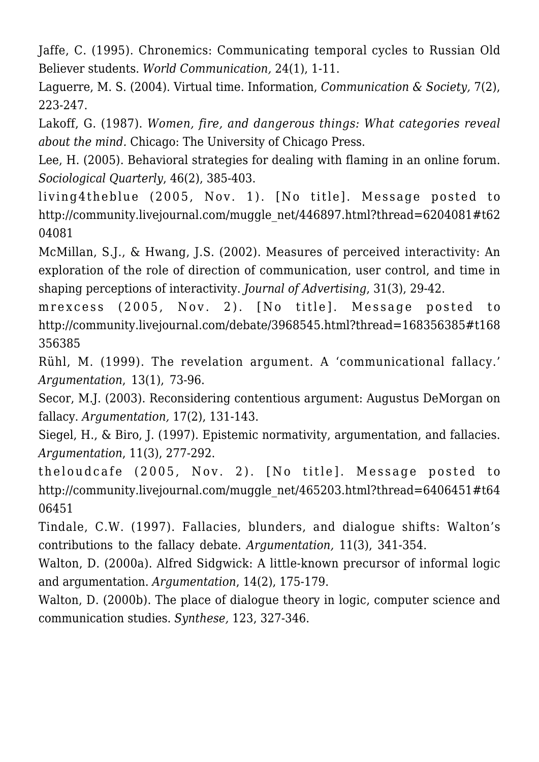Jaffe, C. (1995). Chronemics: Communicating temporal cycles to Russian Old Believer students. *World Communication,* 24(1), 1-11.

Laguerre, M. S. (2004). Virtual time. Information, *Communication & Society,* 7(2), 223-247.

Lakoff, G. (1987). *Women, fire, and dangerous things: What categories reveal about the mind.* Chicago: The University of Chicago Press.

Lee, H. (2005). Behavioral strategies for dealing with flaming in an online forum. *Sociological Quarterly*, 46(2), 385-403.

living4theblue (2005, Nov. 1). [No title]. Message posted to http://community.livejournal.com/muggle_net/446897.html?thread=6204081#t6204081

McMillan, S.J., & Hwang, J.S. (2002). Measures of perceived interactivity: An exploration of the role of direction of communication, user control, and time in shaping perceptions of interactivity. *Journal of Advertising*, 31(3), 29-42.

mrexcess (2005, Nov. 2). [No title]. Message posted to http://community.livejournal.com/debate/3968545.html?thread=168356385#t168356385

Rühl, M. (1999). The revelation argument. A 'communicational fallacy.' *Argumentation*, 13(1), 73-96.

Secor, M.J. (2003). Reconsidering contentious argument: Augustus DeMorgan on fallacy. *Argumentation,* 17(2), 131-143.

Siegel, H., & Biro, J. (1997). Epistemic normativity, argumentation, and fallacies. *Argumentation*, 11(3), 277-292.

theloudcafe (2005, Nov. 2). [No title]. Message posted to http://community.livejournal.com/muggle_net/465203.html?thread=6406451#t6406451

Tindale, C.W. (1997). Fallacies, blunders, and dialogue shifts: Walton's contributions to the fallacy debate. *Argumentation,* 11(3), 341-354.

Walton, D. (2000a). Alfred Sidgwick: A little-known precursor of informal logic and argumentation. *Argumentation*, 14(2), 175-179.

Walton, D. (2000b). The place of dialogue theory in logic, computer science and communication studies. *Synthese,* 123, 327-346.